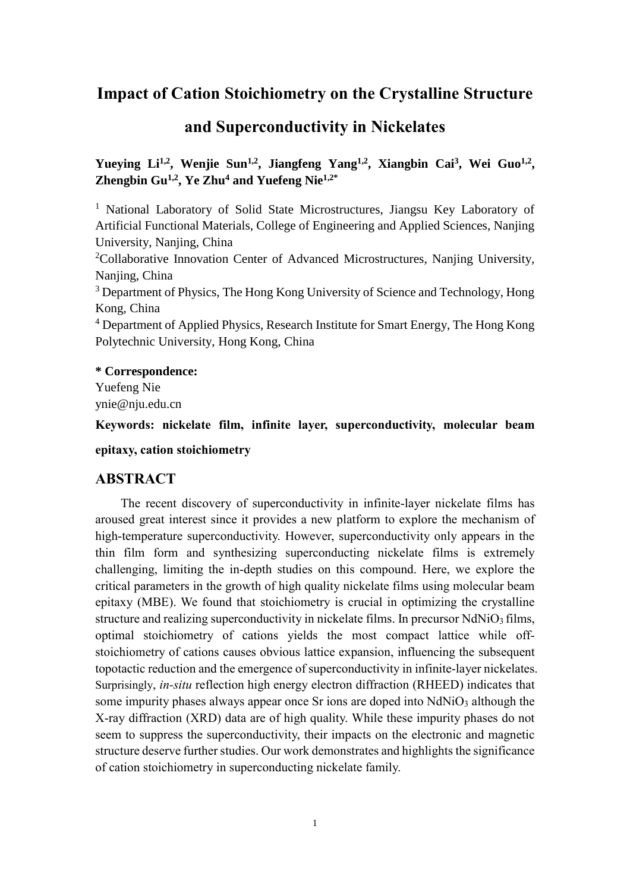# Impact of Cation Stoichiometry on the Crystalline Structure and Superconductivity in Nickelates

**Yueying Li[1,2], Wenjie Sun[1,2], Jiangfeng Yang[1,2], Xiangbin Cai[3], Wei Guo[1,2], Zhengbin Gu[1,2], Ye Zhu[4] and Yuefeng Nie[1,2*]**

[1] National Laboratory of Solid State Microstructures, Jiangsu Key Laboratory of Artificial Functional Materials, College of Engineering and Applied Sciences, Nanjing University, Nanjing, China

[2] Collaborative Innovation Center of Advanced Microstructures, Nanjing University, Nanjing, China

[3] Department of Physics, The Hong Kong University of Science and Technology, Hong Kong, China

[4] Department of Applied Physics, Research Institute for Smart Energy, The Hong Kong Polytechnic University, Hong Kong, China

**\* Correspondence:**
Yuefeng Nie
ynie@nju.edu.cn

**Keywords: nickelate film, infinite layer, superconductivity, molecular beam epitaxy, cation stoichiometry**

## ABSTRACT

The recent discovery of superconductivity in infinite-layer nickelate films has aroused great interest since it provides a new platform to explore the mechanism of high-temperature superconductivity. However, superconductivity only appears in the thin film form and synthesizing superconducting nickelate films is extremely challenging, limiting the in-depth studies on this compound. Here, we explore the critical parameters in the growth of high quality nickelate films using molecular beam epitaxy (MBE). We found that stoichiometry is crucial in optimizing the crystalline structure and realizing superconductivity in nickelate films. In precursor $NdNiO_3$ films, optimal stoichiometry of cations yields the most compact lattice while off-stoichiometry of cations causes obvious lattice expansion, influencing the subsequent topotactic reduction and the emergence of superconductivity in infinite-layer nickelates. Surprisingly, *in-situ* reflection high energy electron diffraction (RHEED) indicates that some impurity phases always appear once Sr ions are doped into $NdNiO_3$ although the X-ray diffraction (XRD) data are of high quality. While these impurity phases do not seem to suppress the superconductivity, their impacts on the electronic and magnetic structure deserve further studies. Our work demonstrates and highlights the significance of cation stoichiometry in superconducting nickelate family.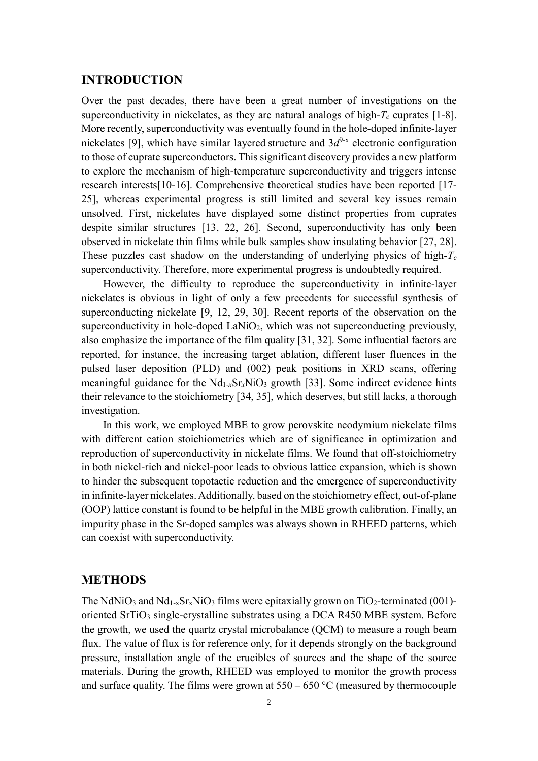## INTRODUCTION

Over the past decades, there have been a great number of investigations on the superconductivity in nickelates, as they are natural analogs of high-$T_c$ cuprates [1-8]. More recently, superconductivity was eventually found in the hole-doped infinite-layer nickelates [9], which have similar layered structure and $3d^{9-x}$ electronic configuration to those of cuprate superconductors. This significant discovery provides a new platform to explore the mechanism of high-temperature superconductivity and triggers intense research interests[10-16]. Comprehensive theoretical studies have been reported [17-25], whereas experimental progress is still limited and several key issues remain unsolved. First, nickelates have displayed some distinct properties from cuprates despite similar structures [13, 22, 26]. Second, superconductivity has only been observed in nickelate thin films while bulk samples show insulating behavior [27, 28]. These puzzles cast shadow on the understanding of underlying physics of high-$T_c$ superconductivity. Therefore, more experimental progress is undoubtedly required.

However, the difficulty to reproduce the superconductivity in infinite-layer nickelates is obvious in light of only a few precedents for successful synthesis of superconducting nickelate [9, 12, 29, 30]. Recent reports of the observation on the superconductivity in hole-doped $LaNiO_2$, which was not superconducting previously, also emphasize the importance of the film quality [31, 32]. Some influential factors are reported, for instance, the increasing target ablation, different laser fluences in the pulsed laser deposition (PLD) and (002) peak positions in XRD scans, offering meaningful guidance for the $Nd_{1-x}Sr_xNiO_3$ growth [33]. Some indirect evidence hints their relevance to the stoichiometry [34, 35], which deserves, but still lacks, a thorough investigation.

In this work, we employed MBE to grow perovskite neodymium nickelate films with different cation stoichiometries which are of significance in optimization and reproduction of superconductivity in nickelate films. We found that off-stoichiometry in both nickel-rich and nickel-poor leads to obvious lattice expansion, which is shown to hinder the subsequent topotactic reduction and the emergence of superconductivity in infinite-layer nickelates. Additionally, based on the stoichiometry effect, out-of-plane (OOP) lattice constant is found to be helpful in the MBE growth calibration. Finally, an impurity phase in the Sr-doped samples was always shown in RHEED patterns, which can coexist with superconductivity.

## METHODS

The $NdNiO_3$ and $Nd_{1-x}Sr_xNiO_3$ films were epitaxially grown on $TiO_2$-terminated (001)-oriented $SrTiO_3$ single-crystalline substrates using a DCA R450 MBE system. Before the growth, we used the quartz crystal microbalance (QCM) to measure a rough beam flux. The value of flux is for reference only, for it depends strongly on the background pressure, installation angle of the crucibles of sources and the shape of the source materials. During the growth, RHEED was employed to monitor the growth process and surface quality. The films were grown at 550 – 650 °C (measured by thermocouple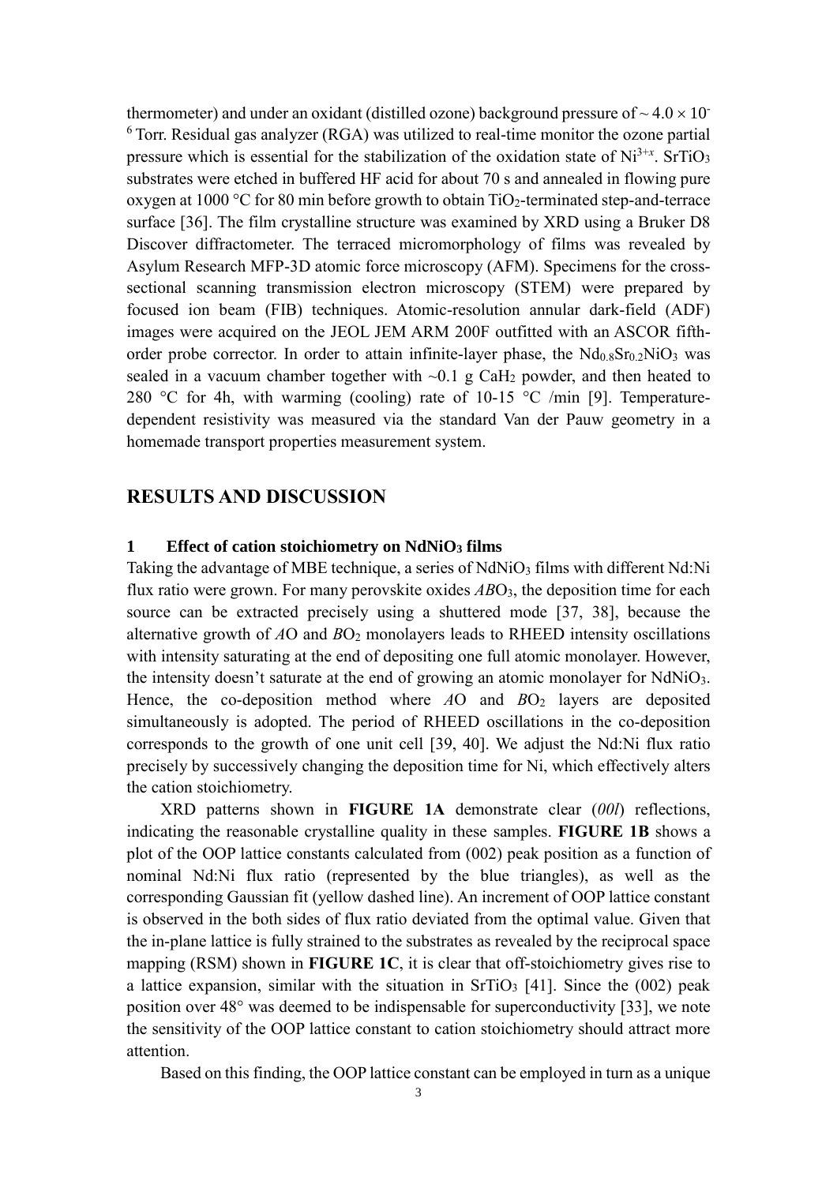thermometer) and under an oxidant (distilled ozone) background pressure of $\sim 4.0 \times 10^{-6}$ Torr. Residual gas analyzer (RGA) was utilized to real-time monitor the ozone partial pressure which is essential for the stabilization of the oxidation state of $Ni^{3+x}$. $SrTiO_3$ substrates were etched in buffered HF acid for about 70 s and annealed in flowing pure oxygen at 1000 °C for 80 min before growth to obtain $TiO_2$-terminated step-and-terrace surface [36]. The film crystalline structure was examined by XRD using a Bruker D8 Discover diffractometer. The terraced micromorphology of films was revealed by Asylum Research MFP-3D atomic force microscopy (AFM). Specimens for the cross-sectional scanning transmission electron microscopy (STEM) were prepared by focused ion beam (FIB) techniques. Atomic-resolution annular dark-field (ADF) images were acquired on the JEOL JEM ARM 200F outfitted with an ASCOR fifth-order probe corrector. In order to attain infinite-layer phase, the $Nd_{0.8}Sr_{0.2}NiO_3$ was sealed in a vacuum chamber together with ~0.1 g $CaH_2$ powder, and then heated to 280 °C for 4h, with warming (cooling) rate of 10-15 °C /min [9]. Temperature-dependent resistivity was measured via the standard Van der Pauw geometry in a homemade transport properties measurement system.

## RESULTS AND DISCUSSION

### 1 Effect of cation stoichiometry on $NdNiO_3$ films

Taking the advantage of MBE technique, a series of $NdNiO_3$ films with different Nd:Ni flux ratio were grown. For many perovskite oxides $ABO_3$, the deposition time for each source can be extracted precisely using a shuttered mode [37, 38], because the alternative growth of $A$O and $B$O$_2$ monolayers leads to RHEED intensity oscillations with intensity saturating at the end of depositing one full atomic monolayer. However, the intensity doesn't saturate at the end of growing an atomic monolayer for $NdNiO_3$. Hence, the co-deposition method where $A$O and $B$O$_2$ layers are deposited simultaneously is adopted. The period of RHEED oscillations in the co-deposition corresponds to the growth of one unit cell [39, 40]. We adjust the Nd:Ni flux ratio precisely by successively changing the deposition time for Ni, which effectively alters the cation stoichiometry.

XRD patterns shown in **FIGURE 1A** demonstrate clear (*00l*) reflections, indicating the reasonable crystalline quality in these samples. **FIGURE 1B** shows a plot of the OOP lattice constants calculated from (002) peak position as a function of nominal Nd:Ni flux ratio (represented by the blue triangles), as well as the corresponding Gaussian fit (yellow dashed line). An increment of OOP lattice constant is observed in the both sides of flux ratio deviated from the optimal value. Given that the in-plane lattice is fully strained to the substrates as revealed by the reciprocal space mapping (RSM) shown in **FIGURE 1C**, it is clear that off-stoichiometry gives rise to a lattice expansion, similar with the situation in $SrTiO_3$ [41]. Since the (002) peak position over 48° was deemed to be indispensable for superconductivity [33], we note the sensitivity of the OOP lattice constant to cation stoichiometry should attract more attention.

Based on this finding, the OOP lattice constant can be employed in turn as a unique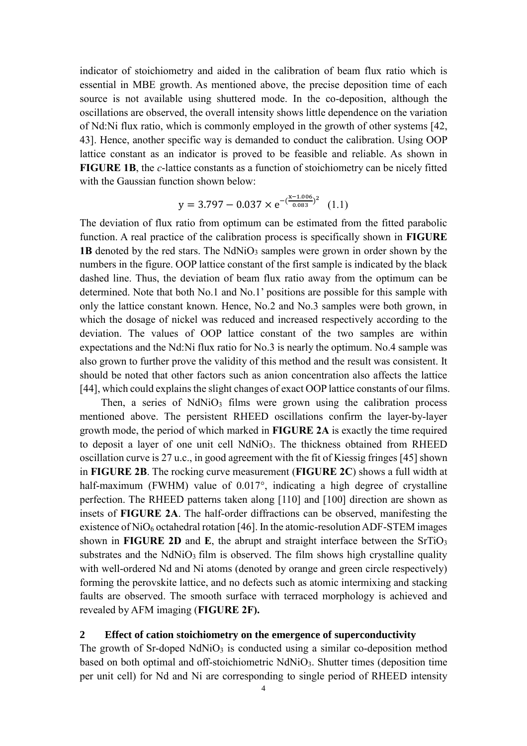indicator of stoichiometry and aided in the calibration of beam flux ratio which is essential in MBE growth. As mentioned above, the precise deposition time of each source is not available using shuttered mode. In the co-deposition, although the oscillations are observed, the overall intensity shows little dependence on the variation of Nd:Ni flux ratio, which is commonly employed in the growth of other systems [42, 43]. Hence, another specific way is demanded to conduct the calibration. Using OOP lattice constant as an indicator is proved to be feasible and reliable. As shown in **FIGURE 1B**, the *c*-lattice constants as a function of stoichiometry can be nicely fitted with the Gaussian function shown below:

$$y = 3.797 - 0.037 \times e^{-\left(\frac{x-1.006}{0.083}\right)^2} \quad (1.1)$$

The deviation of flux ratio from optimum can be estimated from the fitted parabolic function. A real practice of the calibration process is specifically shown in **FIGURE 1B** denoted by the red stars. The $NdNiO_3$ samples were grown in order shown by the numbers in the figure. OOP lattice constant of the first sample is indicated by the black dashed line. Thus, the deviation of beam flux ratio away from the optimum can be determined. Note that both No.1 and No.1' positions are possible for this sample with only the lattice constant known. Hence, No.2 and No.3 samples were both grown, in which the dosage of nickel was reduced and increased respectively according to the deviation. The values of OOP lattice constant of the two samples are within expectations and the Nd:Ni flux ratio for No.3 is nearly the optimum. No.4 sample was also grown to further prove the validity of this method and the result was consistent. It should be noted that other factors such as anion concentration also affects the lattice [44], which could explains the slight changes of exact OOP lattice constants of our films.

Then, a series of $NdNiO_3$ films were grown using the calibration process mentioned above. The persistent RHEED oscillations confirm the layer-by-layer growth mode, the period of which marked in **FIGURE 2A** is exactly the time required to deposit a layer of one unit cell $NdNiO_3$. The thickness obtained from RHEED oscillation curve is 27 u.c., in good agreement with the fit of Kiessig fringes [45] shown in **FIGURE 2B**. The rocking curve measurement (**FIGURE 2C**) shows a full width at half-maximum (FWHM) value of 0.017°, indicating a high degree of crystalline perfection. The RHEED patterns taken along [110] and [100] direction are shown as insets of **FIGURE 2A**. The half-order diffractions can be observed, manifesting the existence of $NiO_6$ octahedral rotation [46]. In the atomic-resolution ADF-STEM images shown in **FIGURE 2D** and **E**, the abrupt and straight interface between the $SrTiO_3$ substrates and the $NdNiO_3$ film is observed. The film shows high crystalline quality with well-ordered Nd and Ni atoms (denoted by orange and green circle respectively) forming the perovskite lattice, and no defects such as atomic intermixing and stacking faults are observed. The smooth surface with terraced morphology is achieved and revealed by AFM imaging (**FIGURE 2F).**

## 2 Effect of cation stoichiometry on the emergence of superconductivity

The growth of Sr-doped $NdNiO_3$ is conducted using a similar co-deposition method based on both optimal and off-stoichiometric $NdNiO_3$. Shutter times (deposition time per unit cell) for Nd and Ni are corresponding to single period of RHEED intensity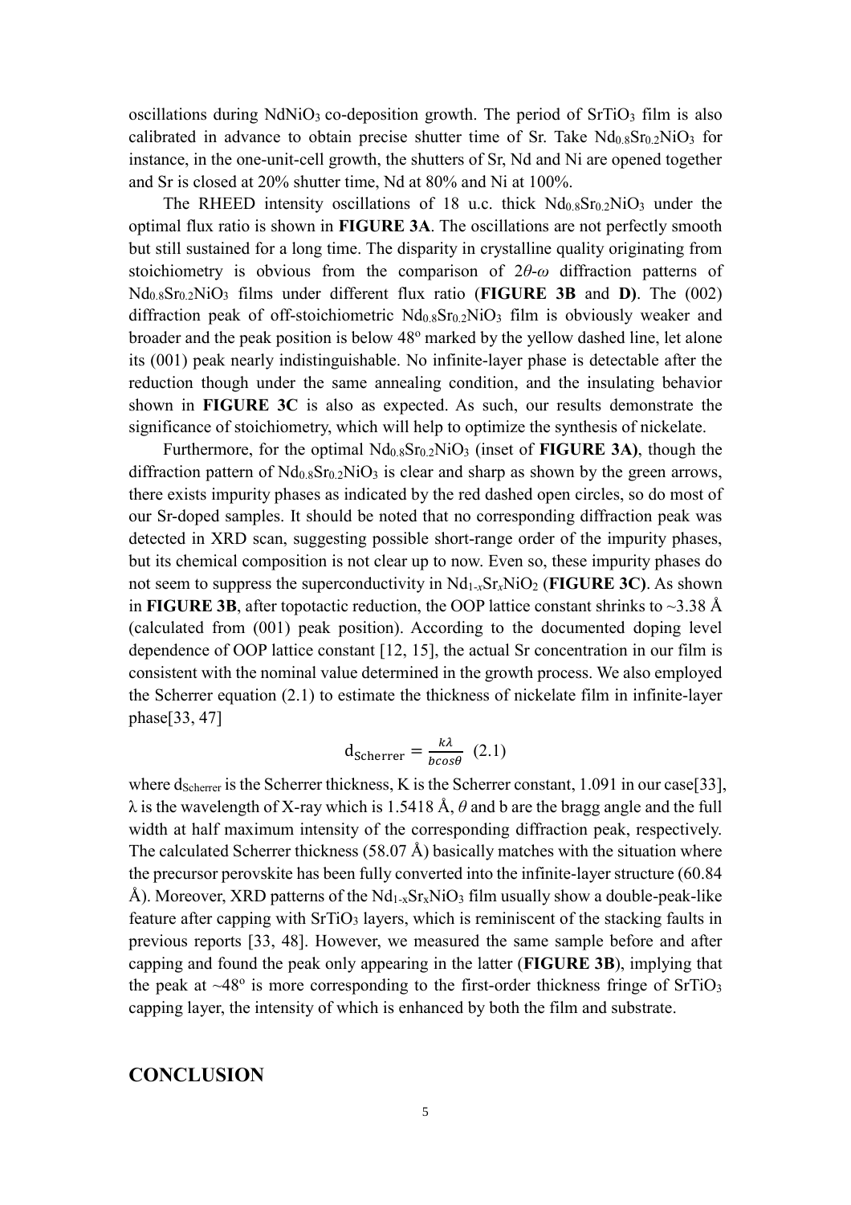oscillations during $NdNiO_3$ co-deposition growth. The period of $SrTiO_3$ film is also calibrated in advance to obtain precise shutter time of Sr. Take $Nd_{0.8}Sr_{0.2}NiO_3$ for instance, in the one-unit-cell growth, the shutters of Sr, Nd and Ni are opened together and Sr is closed at 20% shutter time, Nd at 80% and Ni at 100%.

The RHEED intensity oscillations of 18 u.c. thick $Nd_{0.8}Sr_{0.2}NiO_3$ under the optimal flux ratio is shown in **FIGURE 3A**. The oscillations are not perfectly smooth but still sustained for a long time. The disparity in crystalline quality originating from stoichiometry is obvious from the comparison of $2\theta$-$\omega$ diffraction patterns of $Nd_{0.8}Sr_{0.2}NiO_3$ films under different flux ratio (**FIGURE 3B** and **D)**. The (002) diffraction peak of off-stoichiometric $Nd_{0.8}Sr_{0.2}NiO_3$ film is obviously weaker and broader and the peak position is below 48$^{o}$ marked by the yellow dashed line, let alone its (001) peak nearly indistinguishable. No infinite-layer phase is detectable after the reduction though under the same annealing condition, and the insulating behavior shown in **FIGURE 3C** is also as expected. As such, our results demonstrate the significance of stoichiometry, which will help to optimize the synthesis of nickelate.

Furthermore, for the optimal $Nd_{0.8}Sr_{0.2}NiO_3$ (inset of **FIGURE 3A)**, though the diffraction pattern of $Nd_{0.8}Sr_{0.2}NiO_3$ is clear and sharp as shown by the green arrows, there exists impurity phases as indicated by the red dashed open circles, so do most of our Sr-doped samples. It should be noted that no corresponding diffraction peak was detected in XRD scan, suggesting possible short-range order of the impurity phases, but its chemical composition is not clear up to now. Even so, these impurity phases do not seem to suppress the superconductivity in $Nd_{1-x}Sr_xNiO_2$ (**FIGURE 3C)**. As shown in **FIGURE 3B**, after topotactic reduction, the OOP lattice constant shrinks to ~3.38 Å (calculated from (001) peak position). According to the documented doping level dependence of OOP lattice constant [12, 15], the actual Sr concentration in our film is consistent with the nominal value determined in the growth process. We also employed the Scherrer equation (2.1) to estimate the thickness of nickelate film in infinite-layer phase[33, 47]

$$d_{\text{Scherrer}} = \frac{k\lambda}{b\cos\theta} \quad (2.1)$$

where $d_{\text{Scherrer}}$ is the Scherrer thickness, K is the Scherrer constant, 1.091 in our case[33], $\lambda$ is the wavelength of X-ray which is 1.5418 Å, $\theta$ and b are the bragg angle and the full width at half maximum intensity of the corresponding diffraction peak, respectively. The calculated Scherrer thickness (58.07 Å) basically matches with the situation where the precursor perovskite has been fully converted into the infinite-layer structure (60.84 Å). Moreover, XRD patterns of the $Nd_{1-x}Sr_xNiO_3$ film usually show a double-peak-like feature after capping with $SrTiO_3$ layers, which is reminiscent of the stacking faults in previous reports [33, 48]. However, we measured the same sample before and after capping and found the peak only appearing in the latter (**FIGURE 3B**), implying that the peak at ~48$^{o}$ is more corresponding to the first-order thickness fringe of $SrTiO_3$ capping layer, the intensity of which is enhanced by both the film and substrate.

## CONCLUSION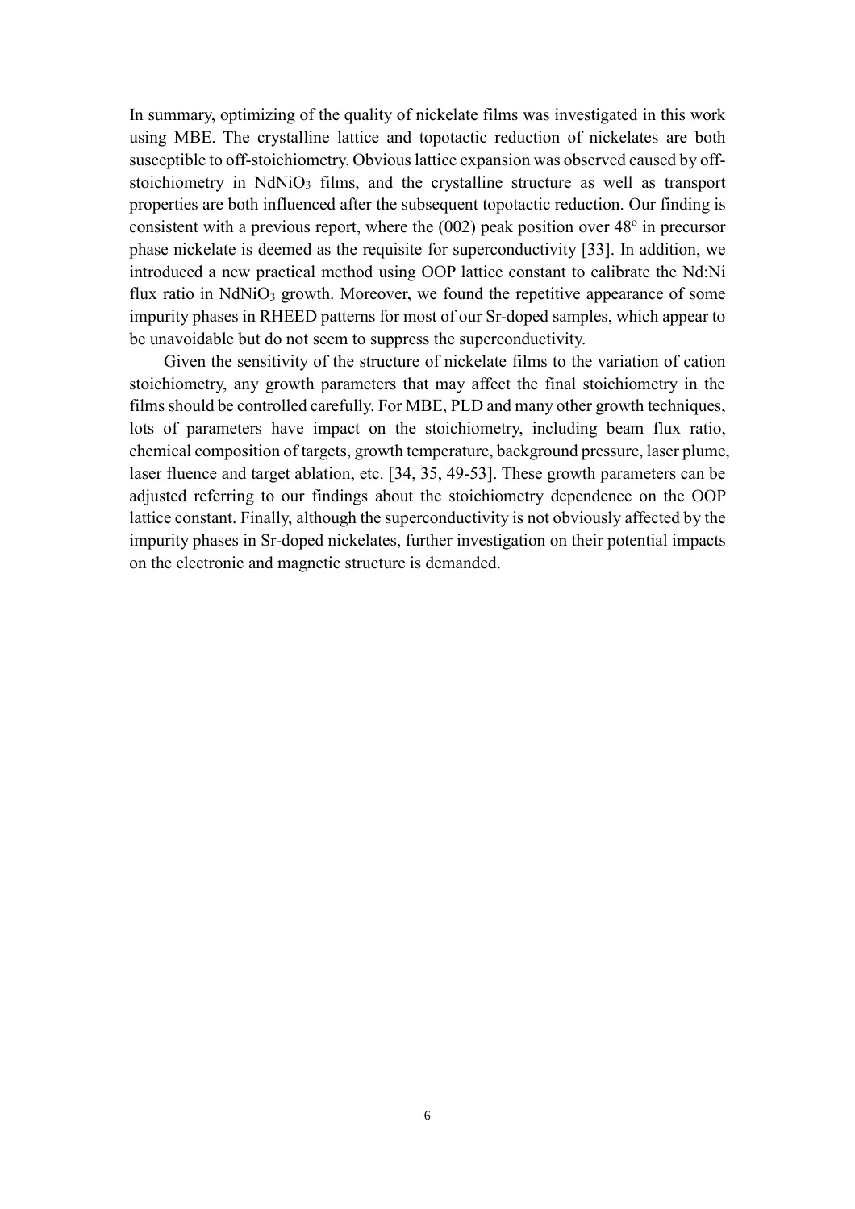In summary, optimizing of the quality of nickelate films was investigated in this work using MBE. The crystalline lattice and topotactic reduction of nickelates are both susceptible to off-stoichiometry. Obvious lattice expansion was observed caused by off-stoichiometry in $NdNiO_3$ films, and the crystalline structure as well as transport properties are both influenced after the subsequent topotactic reduction. Our finding is consistent with a previous report, where the (002) peak position over $48^o$ in precursor phase nickelate is deemed as the requisite for superconductivity [33]. In addition, we introduced a new practical method using OOP lattice constant to calibrate the Nd:Ni flux ratio in $NdNiO_3$ growth. Moreover, we found the repetitive appearance of some impurity phases in RHEED patterns for most of our Sr-doped samples, which appear to be unavoidable but do not seem to suppress the superconductivity.

Given the sensitivity of the structure of nickelate films to the variation of cation stoichiometry, any growth parameters that may affect the final stoichiometry in the films should be controlled carefully. For MBE, PLD and many other growth techniques, lots of parameters have impact on the stoichiometry, including beam flux ratio, chemical composition of targets, growth temperature, background pressure, laser plume, laser fluence and target ablation, etc. [34, 35, 49-53]. These growth parameters can be adjusted referring to our findings about the stoichiometry dependence on the OOP lattice constant. Finally, although the superconductivity is not obviously affected by the impurity phases in Sr-doped nickelates, further investigation on their potential impacts on the electronic and magnetic structure is demanded.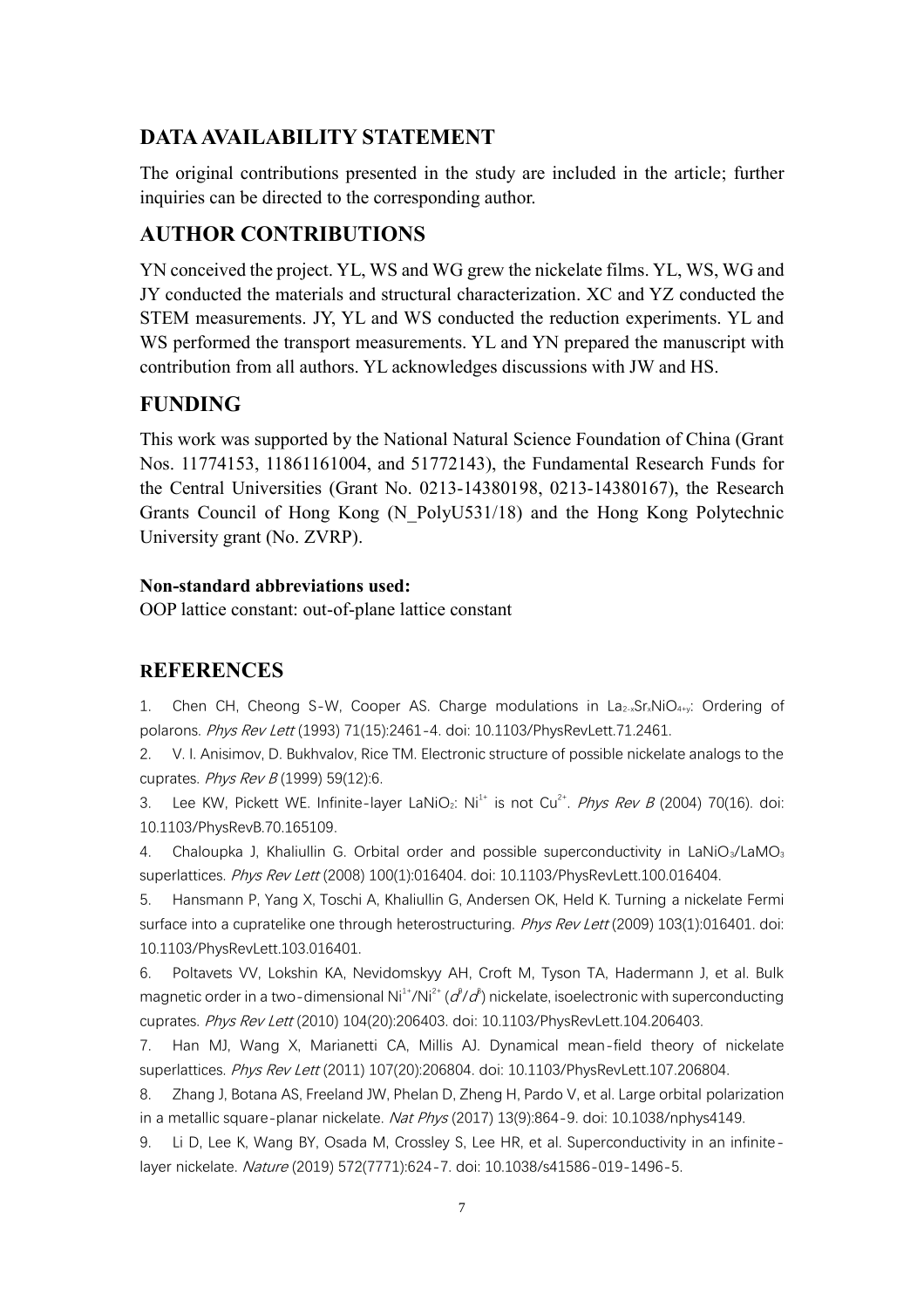## DATA AVAILABILITY STATEMENT

The original contributions presented in the study are included in the article; further inquiries can be directed to the corresponding author.

## AUTHOR CONTRIBUTIONS

YN conceived the project. YL, WS and WG grew the nickelate films. YL, WS, WG and JY conducted the materials and structural characterization. XC and YZ conducted the STEM measurements. JY, YL and WS conducted the reduction experiments. YL and WS performed the transport measurements. YL and YN prepared the manuscript with contribution from all authors. YL acknowledges discussions with JW and HS.

## FUNDING

This work was supported by the National Natural Science Foundation of China (Grant Nos. 11774153, 11861161004, and 51772143), the Fundamental Research Funds for the Central Universities (Grant No. 0213-14380198, 0213-14380167), the Research Grants Council of Hong Kong (N_PolyU531/18) and the Hong Kong Polytechnic University grant (No. ZVRP).

**Non-standard abbreviations used:**

OOP lattice constant: out-of-plane lattice constant

## REFERENCES

1. Chen CH, Cheong S-W, Cooper AS. Charge modulations in $La_{2-x}Sr_xNiO_{4+y}$: Ordering of polarons. *Phys Rev Lett* (1993) 71(15):2461-4. doi: 10.1103/PhysRevLett.71.2461.
2. V. I. Anisimov, D. Bukhvalov, Rice TM. Electronic structure of possible nickelate analogs to the cuprates. *Phys Rev B* (1999) 59(12):6.
3. Lee KW, Pickett WE. Infinite-layer $LaNiO_2$: $Ni^{1+}$ is not $Cu^{2+}$. *Phys Rev B* (2004) 70(16). doi: 10.1103/PhysRevB.70.165109.
4. Chaloupka J, Khaliullin G. Orbital order and possible superconductivity in $LaNiO_3$/$LaMO_3$ superlattices. *Phys Rev Lett* (2008) 100(1):016404. doi: 10.1103/PhysRevLett.100.016404.
5. Hansmann P, Yang X, Toschi A, Khaliullin G, Andersen OK, Held K. Turning a nickelate Fermi surface into a cupratelike one through heterostructuring. *Phys Rev Lett* (2009) 103(1):016401. doi: 10.1103/PhysRevLett.103.016401.
6. Poltavets VV, Lokshin KA, Nevidomskyy AH, Croft M, Tyson TA, Hadermann J, et al. Bulk magnetic order in a two-dimensional $Ni^{1+}$/$Ni^{2+}$ ($d^9$/$d^8$) nickelate, isoelectronic with superconducting cuprates. *Phys Rev Lett* (2010) 104(20):206403. doi: 10.1103/PhysRevLett.104.206403.
7. Han MJ, Wang X, Marianetti CA, Millis AJ. Dynamical mean-field theory of nickelate superlattices. *Phys Rev Lett* (2011) 107(20):206804. doi: 10.1103/PhysRevLett.107.206804.
8. Zhang J, Botana AS, Freeland JW, Phelan D, Zheng H, Pardo V, et al. Large orbital polarization in a metallic square-planar nickelate. *Nat Phys* (2017) 13(9):864-9. doi: 10.1038/nphys4149.
9. Li D, Lee K, Wang BY, Osada M, Crossley S, Lee HR, et al. Superconductivity in an infinite-layer nickelate. *Nature* (2019) 572(7771):624-7. doi: 10.1038/s41586-019-1496-5.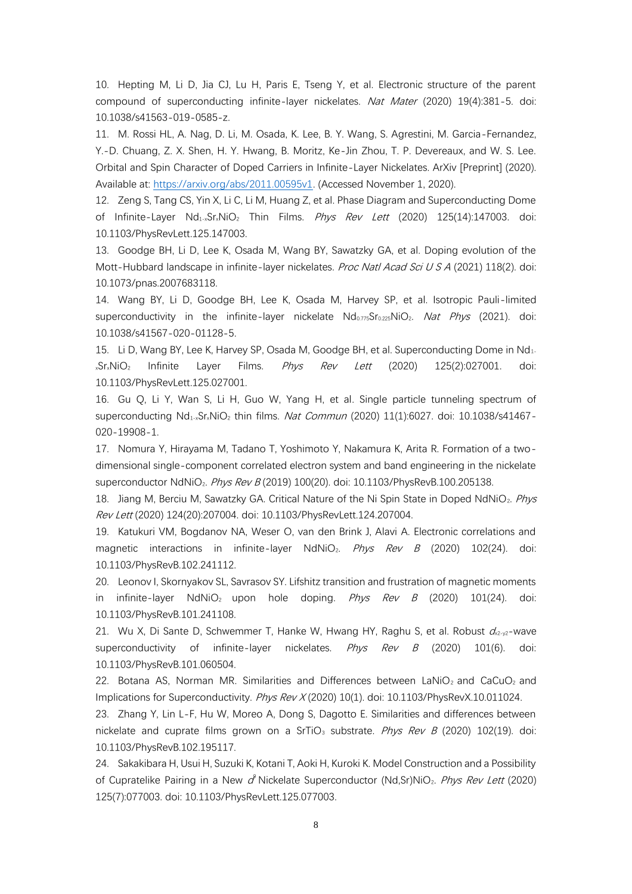10. Hepting M, Li D, Jia CJ, Lu H, Paris E, Tseng Y, et al. Electronic structure of the parent compound of superconducting infinite-layer nickelates. *Nat Mater* (2020) 19(4):381-5. doi: 10.1038/s41563-019-0585-z.

11. M. Rossi HL, A. Nag, D. Li, M. Osada, K. Lee, B. Y. Wang, S. Agrestini, M. Garcia-Fernandez, Y.-D. Chuang, Z. X. Shen, H. Y. Hwang, B. Moritz, Ke-Jin Zhou, T. P. Devereaux, and W. S. Lee. Orbital and Spin Character of Doped Carriers in Infinite-Layer Nickelates. ArXiv [Preprint] (2020). Available at: https://arxiv.org/abs/2011.00595v1. (Accessed November 1, 2020).

12. Zeng S, Tang CS, Yin X, Li C, Li M, Huang Z, et al. Phase Diagram and Superconducting Dome of Infinite-Layer $Nd_{1-x}Sr_xNiO_2$ Thin Films. *Phys Rev Lett* (2020) 125(14):147003. doi: 10.1103/PhysRevLett.125.147003.

13. Goodge BH, Li D, Lee K, Osada M, Wang BY, Sawatzky GA, et al. Doping evolution of the Mott-Hubbard landscape in infinite-layer nickelates. *Proc Natl Acad Sci U S A* (2021) 118(2). doi: 10.1073/pnas.2007683118.

14. Wang BY, Li D, Goodge BH, Lee K, Osada M, Harvey SP, et al. Isotropic Pauli-limited superconductivity in the infinite-layer nickelate $Nd_{0.775}Sr_{0.225}NiO_2$. *Nat Phys* (2021). doi: 10.1038/s41567-020-01128-5.

15. Li D, Wang BY, Lee K, Harvey SP, Osada M, Goodge BH, et al. Superconducting Dome in $Nd_{1-x}Sr_xNiO_2$ Infinite Layer Films. *Phys Rev Lett* (2020) 125(2):027001. doi: 10.1103/PhysRevLett.125.027001.

16. Gu Q, Li Y, Wan S, Li H, Guo W, Yang H, et al. Single particle tunneling spectrum of superconducting $Nd_{1-x}Sr_xNiO_2$ thin films. *Nat Commun* (2020) 11(1):6027. doi: 10.1038/s41467-020-19908-1.

17. Nomura Y, Hirayama M, Tadano T, Yoshimoto Y, Nakamura K, Arita R. Formation of a two-dimensional single-component correlated electron system and band engineering in the nickelate superconductor $NdNiO_2$. *Phys Rev B* (2019) 100(20). doi: 10.1103/PhysRevB.100.205138.

18. Jiang M, Berciu M, Sawatzky GA. Critical Nature of the Ni Spin State in Doped $NdNiO_2$. *Phys Rev Lett* (2020) 124(20):207004. doi: 10.1103/PhysRevLett.124.207004.

19. Katukuri VM, Bogdanov NA, Weser O, van den Brink J, Alavi A. Electronic correlations and magnetic interactions in infinite-layer $NdNiO_2$. *Phys Rev B* (2020) 102(24). doi: 10.1103/PhysRevB.102.241112.

20. Leonov I, Skornyakov SL, Savrasov SY. Lifshitz transition and frustration of magnetic moments in infinite-layer $NdNiO_2$ upon hole doping. *Phys Rev B* (2020) 101(24). doi: 10.1103/PhysRevB.101.241108.

21. Wu X, Di Sante D, Schwemmer T, Hanke W, Hwang HY, Raghu S, et al. Robust $d_{x^2-y^2}$-wave superconductivity of infinite-layer nickelates. *Phys Rev B* (2020) 101(6). doi: 10.1103/PhysRevB.101.060504.

22. Botana AS, Norman MR. Similarities and Differences between $LaNiO_2$ and $CaCuO_2$ and Implications for Superconductivity. *Phys Rev X* (2020) 10(1). doi: 10.1103/PhysRevX.10.011024.

23. Zhang Y, Lin L-F, Hu W, Moreo A, Dong S, Dagotto E. Similarities and differences between nickelate and cuprate films grown on a $SrTiO_3$ substrate. *Phys Rev B* (2020) 102(19). doi: 10.1103/PhysRevB.102.195117.

24. Sakakibara H, Usui H, Suzuki K, Kotani T, Aoki H, Kuroki K. Model Construction and a Possibility of Cupratelike Pairing in a New $d^9$ Nickelate Superconductor (Nd,Sr)$NiO_2$. *Phys Rev Lett* (2020) 125(7):077003. doi: 10.1103/PhysRevLett.125.077003.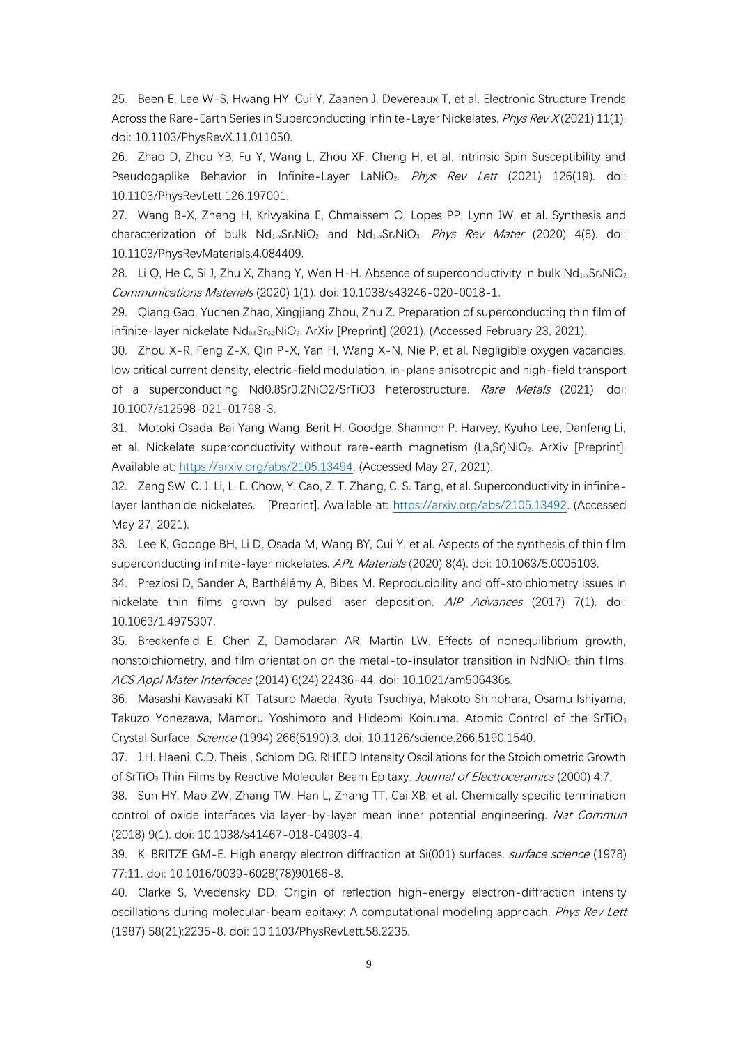25. Been E, Lee W-S, Hwang HY, Cui Y, Zaanen J, Devereaux T, et al. Electronic Structure Trends Across the Rare-Earth Series in Superconducting Infinite-Layer Nickelates. *Phys Rev X* (2021) 11(1). doi: 10.1103/PhysRevX.11.011050.

26. Zhao D, Zhou YB, Fu Y, Wang L, Zhou XF, Cheng H, et al. Intrinsic Spin Susceptibility and Pseudogaplike Behavior in Infinite-Layer $LaNiO_2$. *Phys Rev Lett* (2021) 126(19). doi: 10.1103/PhysRevLett.126.197001.

27. Wang B-X, Zheng H, Krivyakina E, Chmaissem O, Lopes PP, Lynn JW, et al. Synthesis and characterization of bulk $Nd_{1-x}Sr_xNiO_2$ and $Nd_{1-x}Sr_xNiO_3$. *Phys Rev Mater* (2020) 4(8). doi: 10.1103/PhysRevMaterials.4.084409.

28. Li Q, He C, Si J, Zhu X, Zhang Y, Wen H-H. Absence of superconductivity in bulk $Nd_{1-x}Sr_xNiO_2$ *Communications Materials* (2020) 1(1). doi: 10.1038/s43246-020-0018-1.

29. Qiang Gao, Yuchen Zhao, Xingjiang Zhou, Zhu Z. Preparation of superconducting thin film of infinite-layer nickelate $Nd_{0.8}Sr_{0.2}NiO_2$. ArXiv [Preprint] (2021). (Accessed February 23, 2021).

30. Zhou X-R, Feng Z-X, Qin P-X, Yan H, Wang X-N, Nie P, et al. Negligible oxygen vacancies, low critical current density, electric-field modulation, in-plane anisotropic and high-field transport of a superconducting Nd0.8Sr0.2NiO2/SrTiO3 heterostructure. *Rare Metals* (2021). doi: 10.1007/s12598-021-01768-3.

31. Motoki Osada, Bai Yang Wang, Berit H. Goodge, Shannon P. Harvey, Kyuho Lee, Danfeng Li, et al. Nickelate superconductivity without rare-earth magnetism (La,Sr)$NiO_2$. ArXiv [Preprint]. Available at: https://arxiv.org/abs/2105.13494. (Accessed May 27, 2021).

32. Zeng SW, C. J. Li, L. E. Chow, Y. Cao, Z. T. Zhang, C. S. Tang, et al. Superconductivity in infinite-layer lanthanide nickelates. [Preprint]. Available at: https://arxiv.org/abs/2105.13492. (Accessed May 27, 2021).

33. Lee K, Goodge BH, Li D, Osada M, Wang BY, Cui Y, et al. Aspects of the synthesis of thin film superconducting infinite-layer nickelates. *APL Materials* (2020) 8(4). doi: 10.1063/5.0005103.

34. Preziosi D, Sander A, Barthélémy A, Bibes M. Reproducibility and off-stoichiometry issues in nickelate thin films grown by pulsed laser deposition. *AIP Advances* (2017) 7(1). doi: 10.1063/1.4975307.

35. Breckenfeld E, Chen Z, Damodaran AR, Martin LW. Effects of nonequilibrium growth, nonstoichiometry, and film orientation on the metal-to-insulator transition in $NdNiO_3$ thin films. *ACS Appl Mater Interfaces* (2014) 6(24):22436-44. doi: 10.1021/am506436s.

36. Masashi Kawasaki KT, Tatsuro Maeda, Ryuta Tsuchiya, Makoto Shinohara, Osamu Ishiyama, Takuzo Yonezawa, Mamoru Yoshimoto and Hideomi Koinuma. Atomic Control of the $SrTiO_3$ Crystal Surface. *Science* (1994) 266(5190):3. doi: 10.1126/science.266.5190.1540.

37. J.H. Haeni, C.D. Theis , Schlom DG. RHEED Intensity Oscillations for the Stoichiometric Growth of $SrTiO_3$ Thin Films by Reactive Molecular Beam Epitaxy. *Journal of Electroceramics* (2000) 4:7.

38. Sun HY, Mao ZW, Zhang TW, Han L, Zhang TT, Cai XB, et al. Chemically specific termination control of oxide interfaces via layer-by-layer mean inner potential engineering. *Nat Commun* (2018) 9(1). doi: 10.1038/s41467-018-04903-4.

39. K. BRITZE GM-E. High energy electron diffraction at Si(001) surfaces. *surface science* (1978) 77:11. doi: 10.1016/0039-6028(78)90166-8.

40. Clarke S, Vvedensky DD. Origin of reflection high-energy electron-diffraction intensity oscillations during molecular-beam epitaxy: A computational modeling approach. *Phys Rev Lett* (1987) 58(21):2235-8. doi: 10.1103/PhysRevLett.58.2235.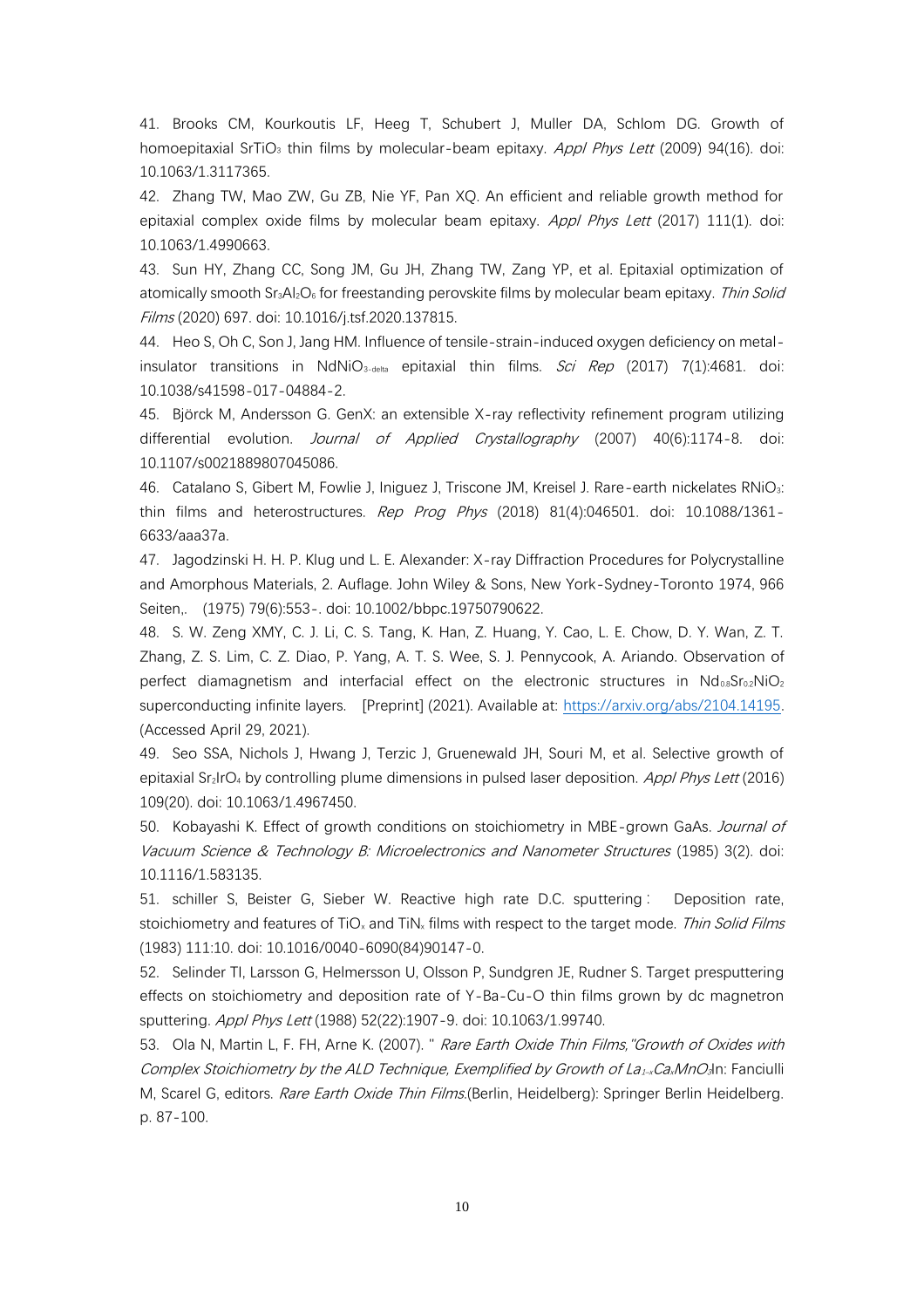41. Brooks CM, Kourkoutis LF, Heeg T, Schubert J, Muller DA, Schlom DG. Growth of homoepitaxial $SrTiO_3$ thin films by molecular-beam epitaxy. *Appl Phys Lett* (2009) 94(16). doi: 10.1063/1.3117365.

42. Zhang TW, Mao ZW, Gu ZB, Nie YF, Pan XQ. An efficient and reliable growth method for epitaxial complex oxide films by molecular beam epitaxy. *Appl Phys Lett* (2017) 111(1). doi: 10.1063/1.4990663.

43. Sun HY, Zhang CC, Song JM, Gu JH, Zhang TW, Zang YP, et al. Epitaxial optimization of atomically smooth $Sr_3Al_2O_6$ for freestanding perovskite films by molecular beam epitaxy. *Thin Solid Films* (2020) 697. doi: 10.1016/j.tsf.2020.137815.

44. Heo S, Oh C, Son J, Jang HM. Influence of tensile-strain-induced oxygen deficiency on metal-insulator transitions in $NdNiO_{3-\mathrm{delta}}$ epitaxial thin films. *Sci Rep* (2017) 7(1):4681. doi: 10.1038/s41598-017-04884-2.

45. Björck M, Andersson G. GenX: an extensible X-ray reflectivity refinement program utilizing differential evolution. *Journal of Applied Crystallography* (2007) 40(6):1174-8. doi: 10.1107/s0021889807045086.

46. Catalano S, Gibert M, Fowlie J, Iniguez J, Triscone JM, Kreisel J. Rare-earth nickelates $RNiO_3$: thin films and heterostructures. *Rep Prog Phys* (2018) 81(4):046501. doi: 10.1088/1361-6633/aaa37a.

47. Jagodzinski H. H. P. Klug und L. E. Alexander: X-ray Diffraction Procedures for Polycrystalline and Amorphous Materials, 2. Auflage. John Wiley & Sons, New York-Sydney-Toronto 1974, 966 Seiten,. (1975) 79(6):553-. doi: 10.1002/bbpc.19750790622.

48. S. W. Zeng XMY, C. J. Li, C. S. Tang, K. Han, Z. Huang, Y. Cao, L. E. Chow, D. Y. Wan, Z. T. Zhang, Z. S. Lim, C. Z. Diao, P. Yang, A. T. S. Wee, S. J. Pennycook, A. Ariando. Observation of perfect diamagnetism and interfacial effect on the electronic structures in $Nd_{0.8}Sr_{0.2}NiO_2$ superconducting infinite layers. [Preprint] (2021). Available at: https://arxiv.org/abs/2104.14195. (Accessed April 29, 2021).

49. Seo SSA, Nichols J, Hwang J, Terzic J, Gruenewald JH, Souri M, et al. Selective growth of epitaxial $Sr_2IrO_4$ by controlling plume dimensions in pulsed laser deposition. *Appl Phys Lett* (2016) 109(20). doi: 10.1063/1.4967450.

50. Kobayashi K. Effect of growth conditions on stoichiometry in MBE-grown GaAs. *Journal of Vacuum Science & Technology B: Microelectronics and Nanometer Structures* (1985) 3(2). doi: 10.1116/1.583135.

51. schiller S, Beister G, Sieber W. Reactive high rate D.C. sputtering : Deposition rate, stoichiometry and features of $TiO_x$ and $TiN_x$ films with respect to the target mode. *Thin Solid Films* (1983) 111:10. doi: 10.1016/0040-6090(84)90147-0.

52. Selinder TI, Larsson G, Helmersson U, Olsson P, Sundgren JE, Rudner S. Target presputtering effects on stoichiometry and deposition rate of Y-Ba-Cu-O thin films grown by dc magnetron sputtering. *Appl Phys Lett* (1988) 52(22):1907-9. doi: 10.1063/1.99740.

53. Ola N, Martin L, F. FH, Arne K. (2007). " *Rare Earth Oxide Thin Films,"Growth of Oxides with Complex Stoichiometry by the ALD Technique, Exemplified by Growth of* $La_{1-x}Ca_xMnO_3$In: Fanciulli M, Scarel G, editors. *Rare Earth Oxide Thin Films*.(Berlin, Heidelberg): Springer Berlin Heidelberg. p. 87-100.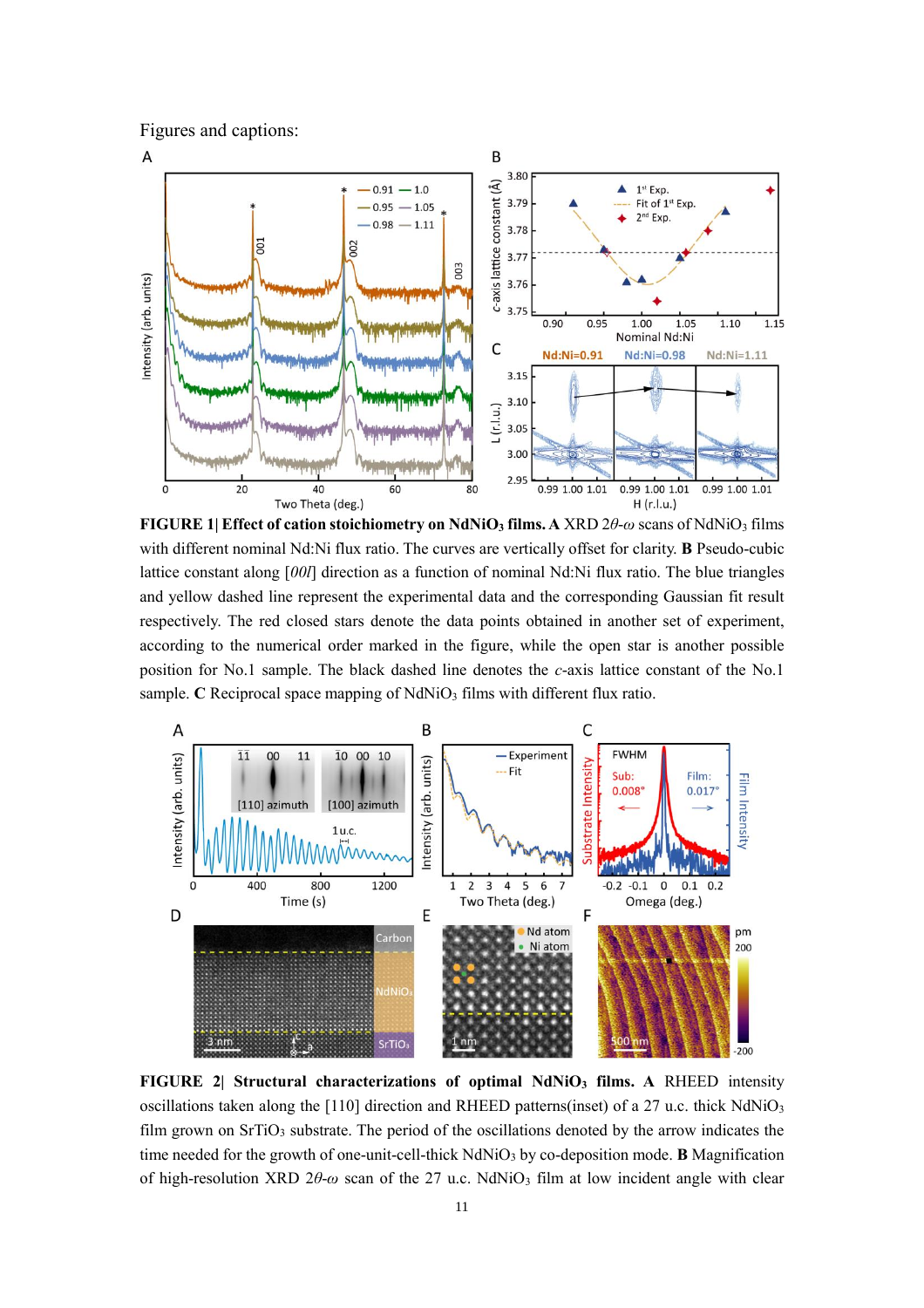Figures and captions:

**FIGURE 1| Effect of cation stoichiometry on $NdNiO_3$ films. A** XRD $2\theta$-$\omega$ scans of $NdNiO_3$ films with different nominal Nd:Ni flux ratio. The curves are vertically offset for clarity. **B** Pseudo-cubic lattice constant along [*00l*] direction as a function of nominal Nd:Ni flux ratio. The blue triangles and yellow dashed line represent the experimental data and the corresponding Gaussian fit result respectively. The red closed stars denote the data points obtained in another set of experiment, according to the numerical order marked in the figure, while the open star is another possible position for No.1 sample. The black dashed line denotes the *c*-axis lattice constant of the No.1 sample. **C** Reciprocal space mapping of $NdNiO_3$ films with different flux ratio.

**FIGURE 2| Structural characterizations of optimal $NdNiO_3$ films. A** RHEED intensity oscillations taken along the [110] direction and RHEED patterns(inset) of a 27 u.c. thick $NdNiO_3$ film grown on $SrTiO_3$ substrate. The period of the oscillations denoted by the arrow indicates the time needed for the growth of one-unit-cell-thick $NdNiO_3$ by co-deposition mode. **B** Magnification of high-resolution XRD $2\theta$-$\omega$ scan of the 27 u.c. $NdNiO_3$ film at low incident angle with clear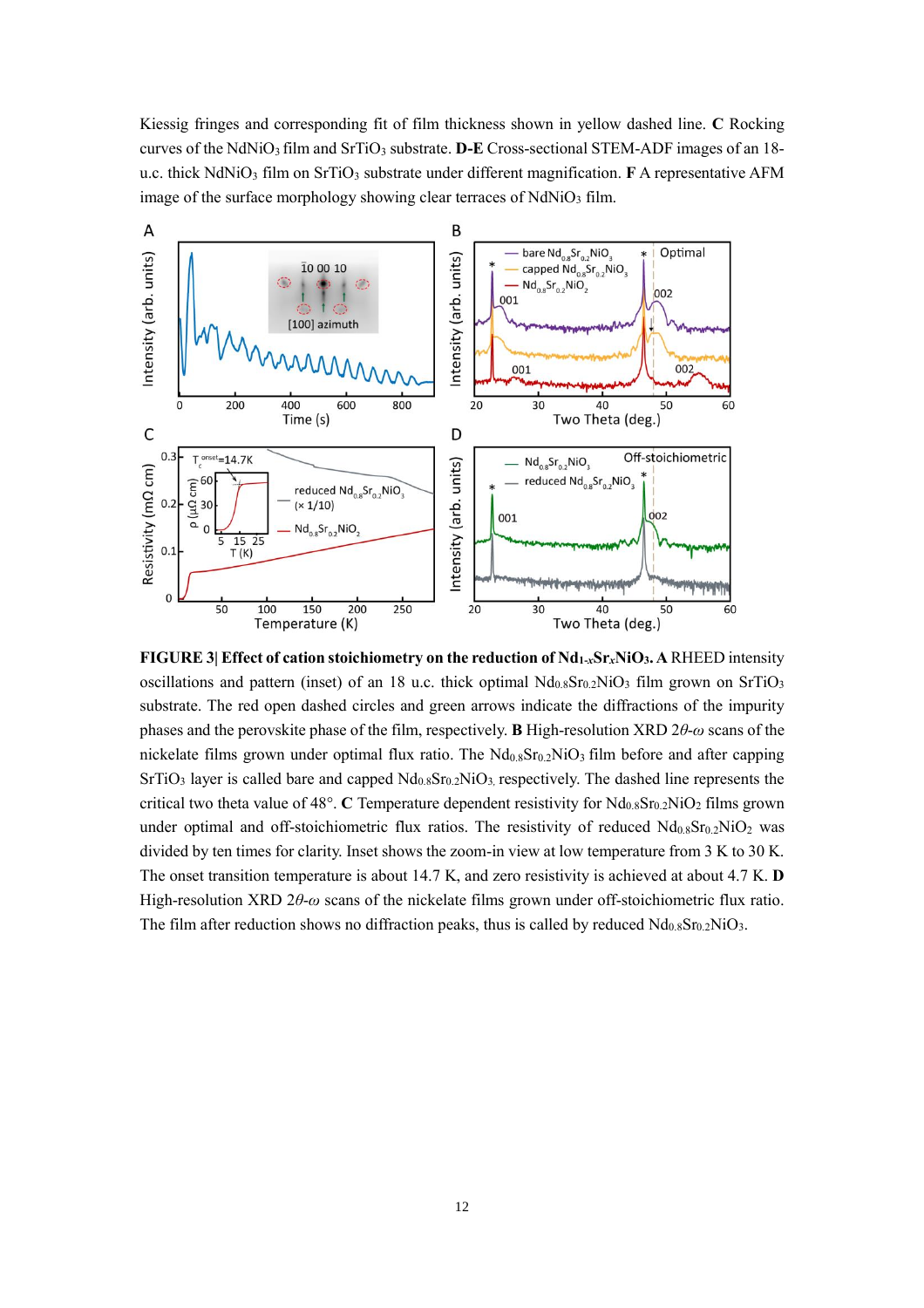Kiessig fringes and corresponding fit of film thickness shown in yellow dashed line. **C** Rocking curves of the $NdNiO_3$ film and $SrTiO_3$ substrate. **D-E** Cross-sectional STEM-ADF images of an 18-u.c. thick $NdNiO_3$ film on $SrTiO_3$ substrate under different magnification. **F** A representative AFM image of the surface morphology showing clear terraces of $NdNiO_3$ film.

A

Intensity (arb. units)

Time (s)

0 200 400 600 800

$\bar{1}$0 00 10

[100] azimuth

B

Intensity (arb. units)

Two Theta (deg.)

20 30 40 50 60

bare $Nd_{0.8}Sr_{0.2}NiO_3$

capped $Nd_{0.8}Sr_{0.2}NiO_3$

$Nd_{0.8}Sr_{0.2}NiO_2$

Optimal

001 002 001 002

C

Resistivity (mΩ cm)

Temperature (K)

0 0.1 0.2 0.3

50 100 150 200 250

$T_c^{onset}$=14.7K

ρ (μΩ cm)

0 30 60

5 15 25

T (K)

reduced $Nd_{0.8}Sr_{0.2}NiO_3$ (× 1/10)

$Nd_{0.8}Sr_{0.2}NiO_2$

D

Intensity (arb. units)

Two Theta (deg.)

20 30 40 50 60

$Nd_{0.8}Sr_{0.2}NiO_3$

reduced $Nd_{0.8}Sr_{0.2}NiO_3$

Off-stoichiometric

001 002

**FIGURE 3| Effect of cation stoichiometry on the reduction of $Nd_{1-x}Sr_xNiO_3$. A** RHEED intensity oscillations and pattern (inset) of an 18 u.c. thick optimal $Nd_{0.8}Sr_{0.2}NiO_3$ film grown on $SrTiO_3$ substrate. The red open dashed circles and green arrows indicate the diffractions of the impurity phases and the perovskite phase of the film, respectively. **B** High-resolution XRD $2\theta$-$\omega$ scans of the nickelate films grown under optimal flux ratio. The $Nd_{0.8}Sr_{0.2}NiO_3$ film before and after capping $SrTiO_3$ layer is called bare and capped $Nd_{0.8}Sr_{0.2}NiO_3$, respectively. The dashed line represents the critical two theta value of 48°. **C** Temperature dependent resistivity for $Nd_{0.8}Sr_{0.2}NiO_2$ films grown under optimal and off-stoichiometric flux ratios. The resistivity of reduced $Nd_{0.8}Sr_{0.2}NiO_2$ was divided by ten times for clarity. Inset shows the zoom-in view at low temperature from 3 K to 30 K. The onset transition temperature is about 14.7 K, and zero resistivity is achieved at about 4.7 K. **D** High-resolution XRD $2\theta$-$\omega$ scans of the nickelate films grown under off-stoichiometric flux ratio. The film after reduction shows no diffraction peaks, thus is called by reduced $Nd_{0.8}Sr_{0.2}NiO_3$.